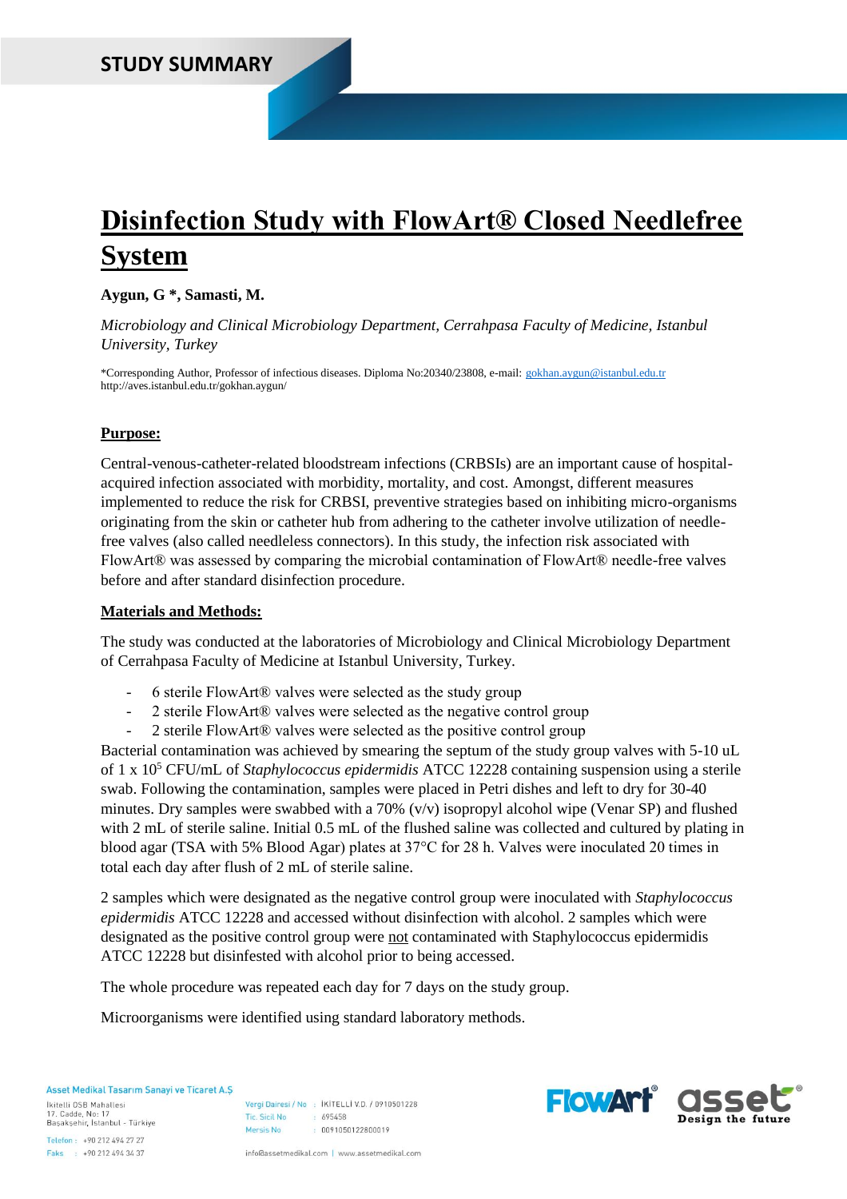STUDY SUMMARY

# Disinfection Study with FlowArt® Closed Needlefree System

**Aygun, G \*, Samasti, M.**

*Microbiology and Clinical Microbiology Department, Cerrahpasa Faculty of Medicine, Istanbul University, Turkey*

*Corresponding Author, Professor of infectious diseases. Diploma No:20340/23808, e-mail: gokhan.aygun@istanbul.edu.tr
http://aves.istanbul.edu.tr/gokhan.aygun/

## Purpose:

Central-venous-catheter-related bloodstream infections (CRBSIs) are an important cause of hospital-acquired infection associated with morbidity, mortality, and cost. Amongst, different measures implemented to reduce the risk for CRBSI, preventive strategies based on inhibiting micro-organisms originating from the skin or catheter hub from adhering to the catheter involve utilization of needle-free valves (also called needleless connectors). In this study, the infection risk associated with FlowArt® was assessed by comparing the microbial contamination of FlowArt® needle-free valves before and after standard disinfection procedure.

## Materials and Methods:

The study was conducted at the laboratories of Microbiology and Clinical Microbiology Department of Cerrahpasa Faculty of Medicine at Istanbul University, Turkey.

- 6 sterile FlowArt® valves were selected as the study group
- 2 sterile FlowArt® valves were selected as the negative control group
- 2 sterile FlowArt® valves were selected as the positive control group

Bacterial contamination was achieved by smearing the septum of the study group valves with 5-10 uL of $1 \times 10^5$ CFU/mL of *Staphylococcus epidermidis* ATCC 12228 containing suspension using a sterile swab. Following the contamination, samples were placed in Petri dishes and left to dry for 30-40 minutes. Dry samples were swabbed with a 70% (v/v) isopropyl alcohol wipe (Venar SP) and flushed with 2 mL of sterile saline. Initial 0.5 mL of the flushed saline was collected and cultured by plating in blood agar (TSA with 5% Blood Agar) plates at 37°C for 28 h. Valves were inoculated 20 times in total each day after flush of 2 mL of sterile saline.

2 samples which were designated as the negative control group were inoculated with *Staphylococcus epidermidis* ATCC 12228 and accessed without disinfection with alcohol. 2 samples which were designated as the positive control group were not contaminated with Staphylococcus epidermidis ATCC 12228 but disinfested with alcohol prior to being accessed.

The whole procedure was repeated each day for 7 days on the study group.

Microorganisms were identified using standard laboratory methods.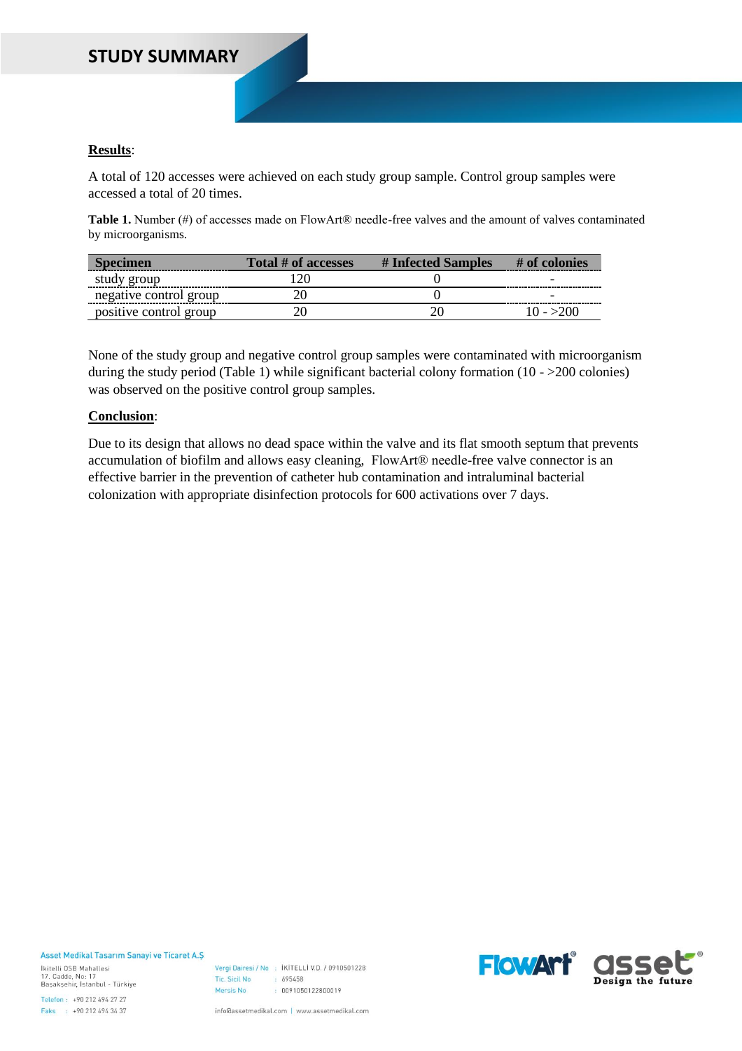# STUDY SUMMARY

**Results**:

A total of 120 accesses were achieved on each study group sample. Control group samples were accessed a total of 20 times.

**Table 1.** Number (#) of accesses made on FlowArt® needle-free valves and the amount of valves contaminated by microorganisms.

| Specimen | Total # of accesses | # Infected Samples | # of colonies |
|---|---|---|---|
| study group | 120 | 0 | - |
| negative control group | 20 | 0 | - |
| positive control group | 20 | 20 | 10 - >200 |

None of the study group and negative control group samples were contaminated with microorganism during the study period (Table 1) while significant bacterial colony formation (10 - >200 colonies) was observed on the positive control group samples.

**Conclusion**:

Due to its design that allows no dead space within the valve and its flat smooth septum that prevents accumulation of biofilm and allows easy cleaning, FlowArt® needle-free valve connector is an effective barrier in the prevention of catheter hub contamination and intraluminal bacterial colonization with appropriate disinfection protocols for 600 activations over 7 days.